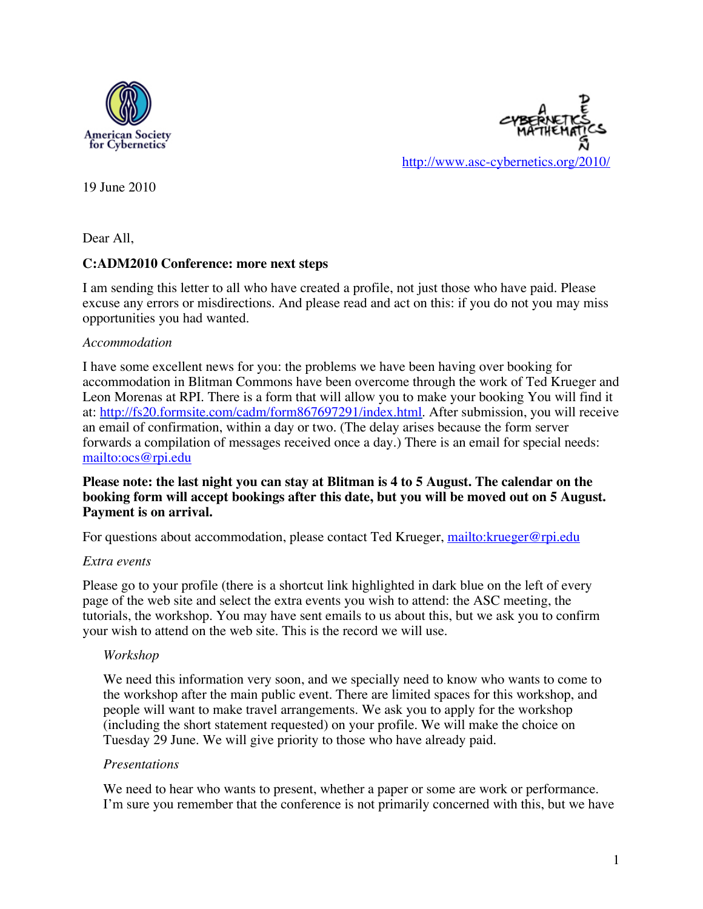American Society for Cybernetics

http://www.asc-cybernetics.org/2010/

19 June 2010

Dear All,

**C:ADM2010 Conference: more next steps**

I am sending this letter to all who have created a profile, not just those who have paid. Please excuse any errors or misdirections. And please read and act on this: if you do not you may miss opportunities you had wanted.

*Accommodation*

I have some excellent news for you: the problems we have been having over booking for accommodation in Blitman Commons have been overcome through the work of Ted Krueger and Leon Morenas at RPI. There is a form that will allow you to make your booking You will find it at: http://fs20.formsite.com/cadm/form867697291/index.html. After submission, you will receive an email of confirmation, within a day or two. (The delay arises because the form server forwards a compilation of messages received once a day.) There is an email for special needs: mailto:ocs@rpi.edu

**Please note: the last night you can stay at Blitman is 4 to 5 August. The calendar on the booking form will accept bookings after this date, but you will be moved out on 5 August. Payment is on arrival.**

For questions about accommodation, please contact Ted Krueger, mailto:krueger@rpi.edu

*Extra events*

Please go to your profile (there is a shortcut link highlighted in dark blue on the left of every page of the web site and select the extra events you wish to attend: the ASC meeting, the tutorials, the workshop. You may have sent emails to us about this, but we ask you to confirm your wish to attend on the web site. This is the record we will use.

*Workshop*

We need this information very soon, and we specially need to know who wants to come to the workshop after the main public event. There are limited spaces for this workshop, and people will want to make travel arrangements. We ask you to apply for the workshop (including the short statement requested) on your profile. We will make the choice on Tuesday 29 June. We will give priority to those who have already paid.

*Presentations*

We need to hear who wants to present, whether a paper or some are work or performance. I'm sure you remember that the conference is not primarily concerned with this, but we have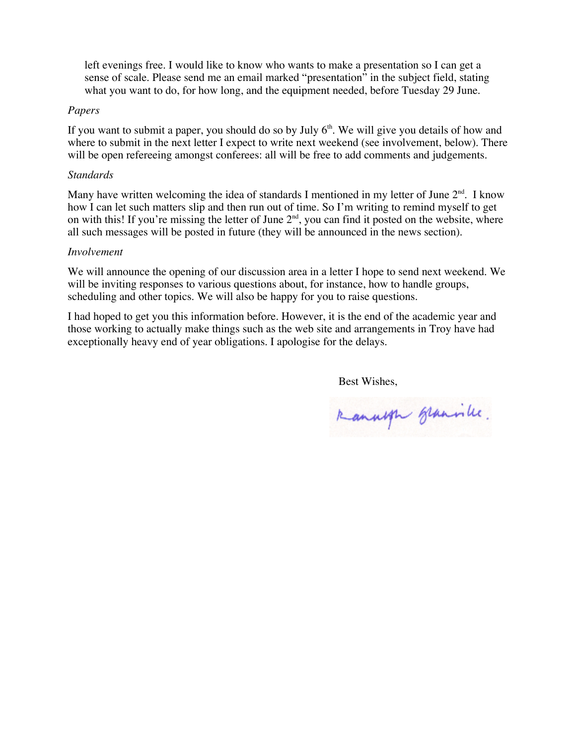left evenings free. I would like to know who wants to make a presentation so I can get a sense of scale. Please send me an email marked "presentation" in the subject field, stating what you want to do, for how long, and the equipment needed, before Tuesday 29 June.

*Papers*

If you want to submit a paper, you should do so by July 6th. We will give you details of how and where to submit in the next letter I expect to write next weekend (see involvement, below). There will be open refereeing amongst conferees: all will be free to add comments and judgements.

*Standards*

Many have written welcoming the idea of standards I mentioned in my letter of June 2nd. I know how I can let such matters slip and then run out of time. So I'm writing to remind myself to get on with this! If you're missing the letter of June 2nd, you can find it posted on the website, where all such messages will be posted in future (they will be announced in the news section).

*Involvement*

We will announce the opening of our discussion area in a letter I hope to send next weekend. We will be inviting responses to various questions about, for instance, how to handle groups, scheduling and other topics. We will also be happy for you to raise questions.

I had hoped to get you this information before. However, it is the end of the academic year and those working to actually make things such as the web site and arrangements in Troy have had exceptionally heavy end of year obligations. I apologise for the delays.

Best Wishes,

Ranulph Glanville.